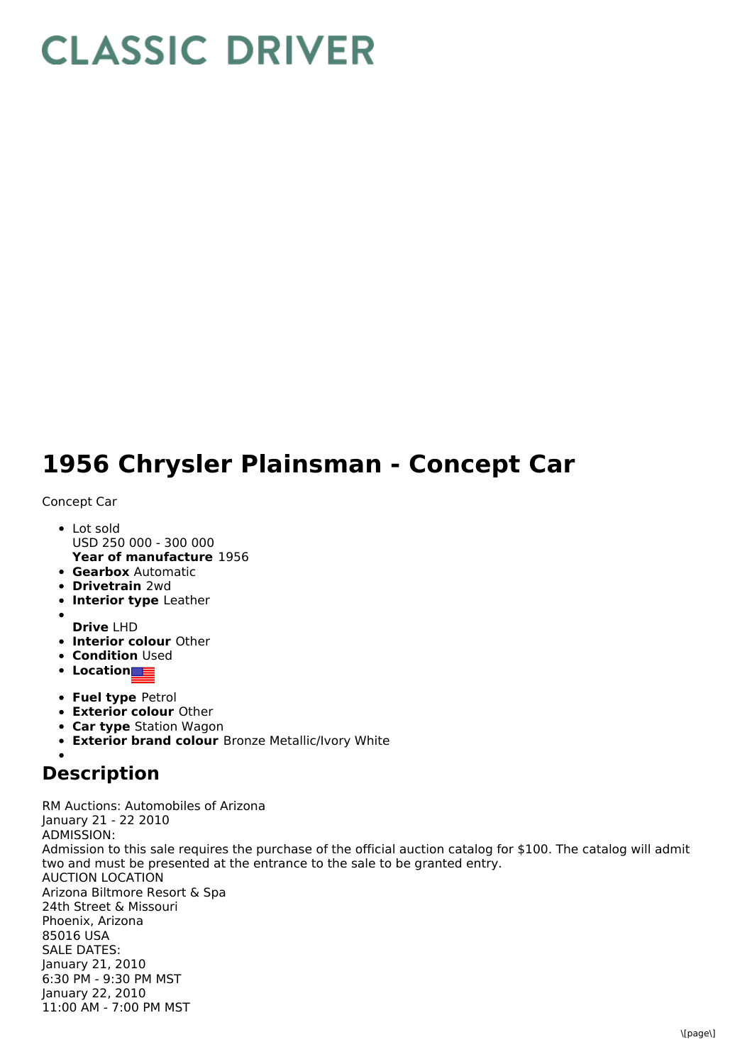# CLASSIC DRIVER

# 1956 Chrysler Plainsman - Concept Car

Concept Car

- Lot sold
  USD 250 000 - 300 000
  **Year of manufacture** 1956
- **Gearbox** Automatic
- **Drivetrain** 2wd
- **Interior type** Leather
- 
  **Drive** LHD
- **Interior colour** Other
- **Condition** Used
- **Location**
- **Fuel type** Petrol
- **Exterior colour** Other
- **Car type** Station Wagon
- **Exterior brand colour** Bronze Metallic/Ivory White
- 

## Description

RM Auctions: Automobiles of Arizona
January 21 - 22 2010
ADMISSION:
Admission to this sale requires the purchase of the official auction catalog for $100. The catalog will admit two and must be presented at the entrance to the sale to be granted entry.
AUCTION LOCATION
Arizona Biltmore Resort & Spa
24th Street & Missouri
Phoenix, Arizona
85016 USA
SALE DATES:
January 21, 2010
6:30 PM - 9:30 PM MST
January 22, 2010
11:00 AM - 7:00 PM MST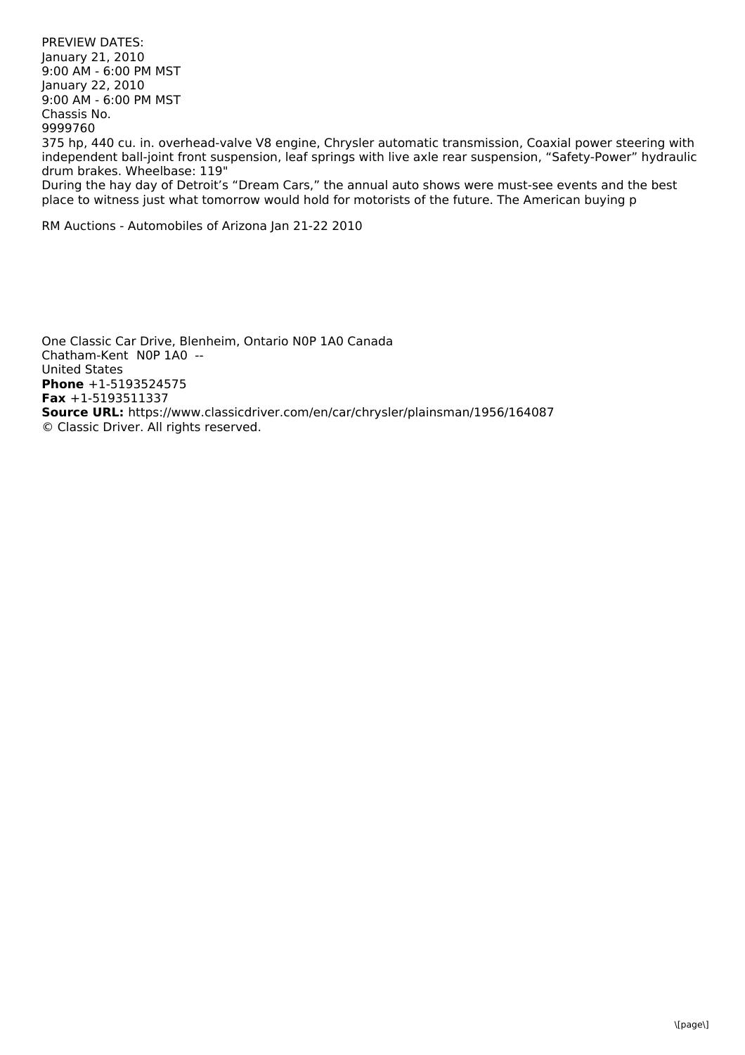PREVIEW DATES:
January 21, 2010
9:00 AM - 6:00 PM MST
January 22, 2010
9:00 AM - 6:00 PM MST
Chassis No.
9999760
375 hp, 440 cu. in. overhead-valve V8 engine, Chrysler automatic transmission, Coaxial power steering with independent ball-joint front suspension, leaf springs with live axle rear suspension, “Safety-Power” hydraulic drum brakes. Wheelbase: 119"
During the hay day of Detroit’s “Dream Cars,” the annual auto shows were must-see events and the best place to witness just what tomorrow would hold for motorists of the future. The American buying p

RM Auctions - Automobiles of Arizona Jan 21-22 2010

One Classic Car Drive, Blenheim, Ontario N0P 1A0 Canada
Chatham-Kent  N0P 1A0  --
United States
**Phone** +1-5193524575
**Fax** +1-5193511337
**Source URL:** https://www.classicdriver.com/en/car/chrysler/plainsman/1956/164087
© Classic Driver. All rights reserved.